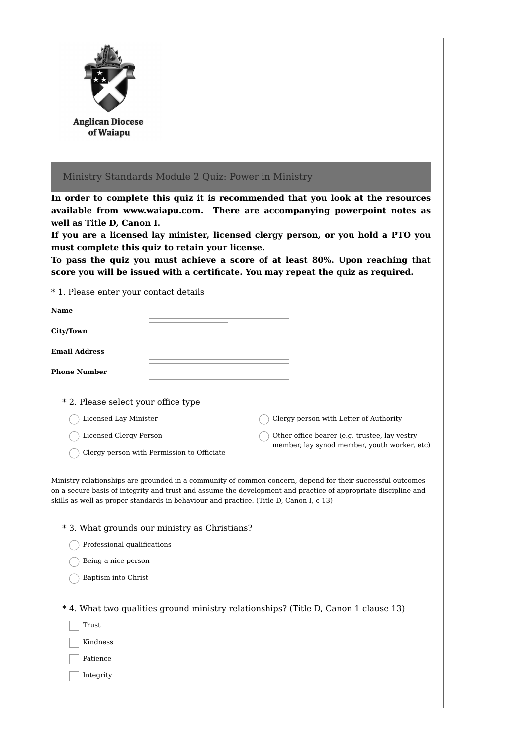Anglican Diocese of Waiapu

## Ministry Standards Module 2 Quiz: Power in Ministry

**In order to complete this quiz it is recommended that you look at the resources available from www.waiapu.com. There are accompanying powerpoint notes as well as Title D, Canon I.**

**If you are a licensed lay minister, licensed clergy person, or you hold a PTO you must complete this quiz to retain your license.**

**To pass the quiz you must achieve a score of at least 80%. Upon reaching that score you will be issued with a certificate. You may repeat the quiz as required.**

* 1. Please enter your contact details

**Name**

**City/Town**

**Email Address**

**Phone Number**

* 2. Please select your office type

- ◯ Licensed Lay Minister
- ◯ Licensed Clergy Person
- ◯ Clergy person with Permission to Officiate
- ◯ Clergy person with Letter of Authority
- ◯ Other office bearer (e.g. trustee, lay vestry member, lay synod member, youth worker, etc)

Ministry relationships are grounded in a community of common concern, depend for their successful outcomes on a secure basis of integrity and trust and assume the development and practice of appropriate discipline and skills as well as proper standards in behaviour and practice. (Title D, Canon I, c 13)

* 3. What grounds our ministry as Christians?

- ◯ Professional qualifications
- ◯ Being a nice person
- ◯ Baptism into Christ

* 4. What two qualities ground ministry relationships? (Title D, Canon 1 clause 13)

- ☐ Trust
- ☐ Kindness
- ☐ Patience
- ☐ Integrity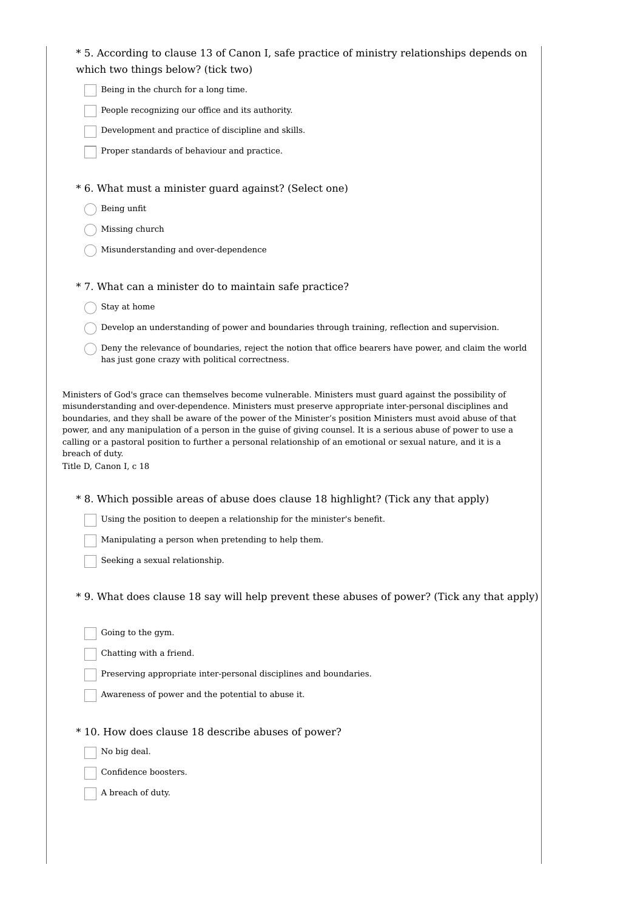\* 5. According to clause 13 of Canon I, safe practice of ministry relationships depends on which two things below? (tick two)

- [ ] Being in the church for a long time.
- [ ] People recognizing our office and its authority.
- [ ] Development and practice of discipline and skills.
- [ ] Proper standards of behaviour and practice.

\* 6. What must a minister guard against? (Select one)

- ○ Being unfit
- ○ Missing church
- ○ Misunderstanding and over-dependence

\* 7. What can a minister do to maintain safe practice?

- ○ Stay at home
- ○ Develop an understanding of power and boundaries through training, reflection and supervision.
- ○ Deny the relevance of boundaries, reject the notion that office bearers have power, and claim the world has just gone crazy with political correctness.

Ministers of God's grace can themselves become vulnerable. Ministers must guard against the possibility of misunderstanding and over-dependence. Ministers must preserve appropriate inter-personal disciplines and boundaries, and they shall be aware of the power of the Minister's position Ministers must avoid abuse of that power, and any manipulation of a person in the guise of giving counsel. It is a serious abuse of power to use a calling or a pastoral position to further a personal relationship of an emotional or sexual nature, and it is a breach of duty.
Title D, Canon I, c 18

\* 8. Which possible areas of abuse does clause 18 highlight? (Tick any that apply)

- [ ] Using the position to deepen a relationship for the minister's benefit.
- [ ] Manipulating a person when pretending to help them.
- [ ] Seeking a sexual relationship.

\* 9. What does clause 18 say will help prevent these abuses of power? (Tick any that apply)

- [ ] Going to the gym.
- [ ] Chatting with a friend.
- [ ] Preserving appropriate inter-personal disciplines and boundaries.
- [ ] Awareness of power and the potential to abuse it.

\* 10. How does clause 18 describe abuses of power?

- [ ] No big deal.
- [ ] Confidence boosters.
- [ ] A breach of duty.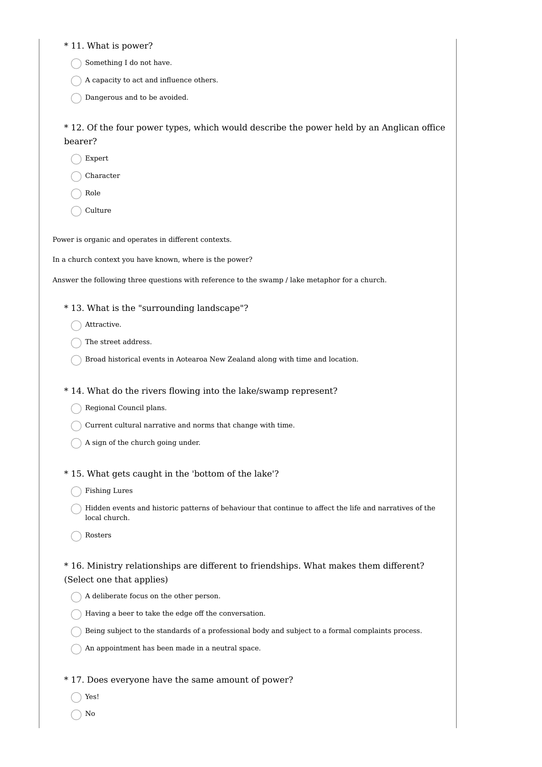\* 11. What is power?

- Something I do not have.
- A capacity to act and influence others.
- Dangerous and to be avoided.

\* 12. Of the four power types, which would describe the power held by an Anglican office bearer?

- Expert
- Character
- Role
- Culture

Power is organic and operates in different contexts.

In a church context you have known, where is the power?

Answer the following three questions with reference to the swamp / lake metaphor for a church.

\* 13. What is the "surrounding landscape"?

- Attractive.
- The street address.
- Broad historical events in Aotearoa New Zealand along with time and location.

\* 14. What do the rivers flowing into the lake/swamp represent?

- Regional Council plans.
- Current cultural narrative and norms that change with time.
- A sign of the church going under.

\* 15. What gets caught in the 'bottom of the lake'?

- Fishing Lures
- Hidden events and historic patterns of behaviour that continue to affect the life and narratives of the local church.
- Rosters

\* 16. Ministry relationships are different to friendships. What makes them different? (Select one that applies)

- A deliberate focus on the other person.
- Having a beer to take the edge off the conversation.
- Being subject to the standards of a professional body and subject to a formal complaints process.
- An appointment has been made in a neutral space.

\* 17. Does everyone have the same amount of power?

- Yes!
- No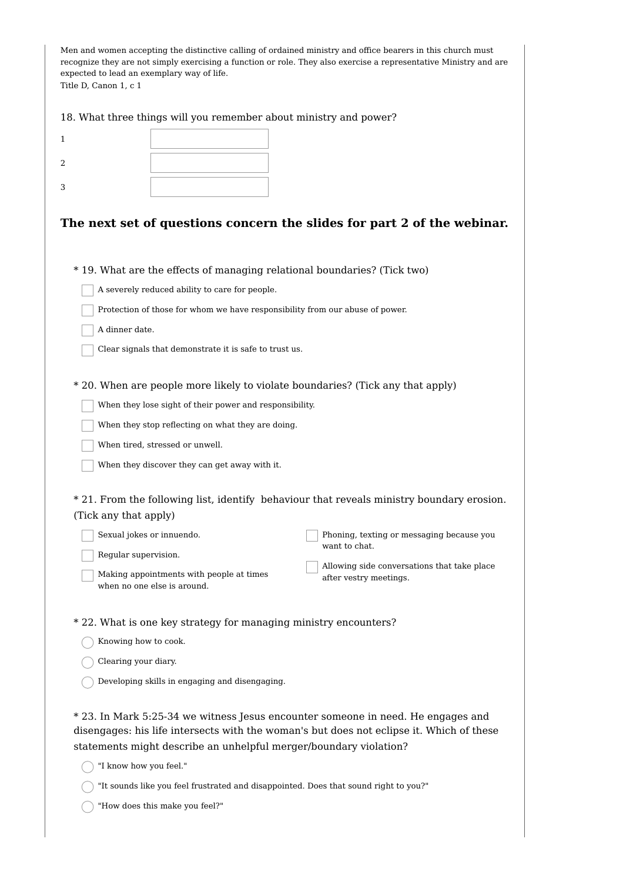Men and women accepting the distinctive calling of ordained ministry and office bearers in this church must recognize they are not simply exercising a function or role. They also exercise a representative Ministry and are expected to lead an exemplary way of life.
Title D, Canon 1, c 1

18. What three things will you remember about ministry and power?

1 [ ]

2 [ ]

3 [ ]

## The next set of questions concern the slides for part 2 of the webinar.

* 19. What are the effects of managing relational boundaries? (Tick two)

- [ ] A severely reduced ability to care for people.
- [ ] Protection of those for whom we have responsibility from our abuse of power.
- [ ] A dinner date.
- [ ] Clear signals that demonstrate it is safe to trust us.

* 20. When are people more likely to violate boundaries? (Tick any that apply)

- [ ] When they lose sight of their power and responsibility.
- [ ] When they stop reflecting on what they are doing.
- [ ] When tired, stressed or unwell.
- [ ] When they discover they can get away with it.

* 21. From the following list, identify behaviour that reveals ministry boundary erosion. (Tick any that apply)

- [ ] Sexual jokes or innuendo.
- [ ] Regular supervision.
- [ ] Making appointments with people at times when no one else is around.
- [ ] Phoning, texting or messaging because you want to chat.
- [ ] Allowing side conversations that take place after vestry meetings.

* 22. What is one key strategy for managing ministry encounters?

- ( ) Knowing how to cook.
- ( ) Clearing your diary.
- ( ) Developing skills in engaging and disengaging.

* 23. In Mark 5:25-34 we witness Jesus encounter someone in need. He engages and disengages: his life intersects with the woman's but does not eclipse it. Which of these statements might describe an unhelpful merger/boundary violation?

- ( ) "I know how you feel."
- ( ) "It sounds like you feel frustrated and disappointed. Does that sound right to you?"
- ( ) "How does this make you feel?"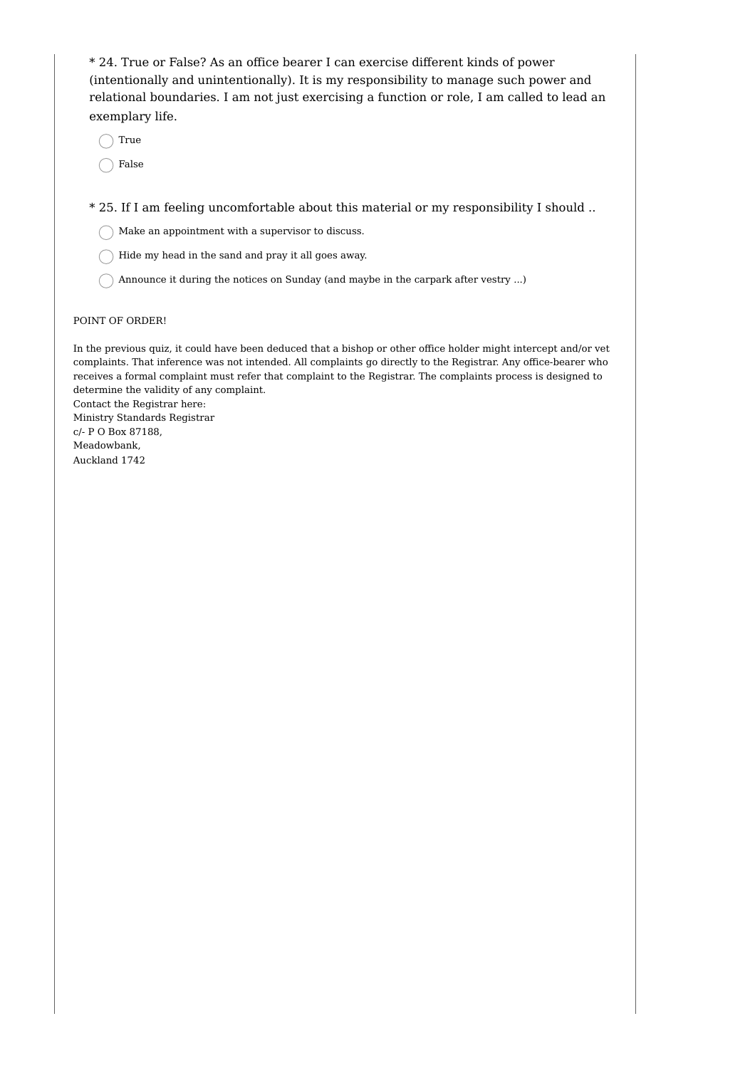* 24. True or False? As an office bearer I can exercise different kinds of power (intentionally and unintentionally). It is my responsibility to manage such power and relational boundaries. I am not just exercising a function or role, I am called to lead an exemplary life.

- True
- False

* 25. If I am feeling uncomfortable about this material or my responsibility I should ..

- Make an appointment with a supervisor to discuss.
- Hide my head in the sand and pray it all goes away.
- Announce it during the notices on Sunday (and maybe in the carpark after vestry ...)

POINT OF ORDER!

In the previous quiz, it could have been deduced that a bishop or other office holder might intercept and/or vet complaints. That inference was not intended. All complaints go directly to the Registrar. Any office-bearer who receives a formal complaint must refer that complaint to the Registrar. The complaints process is designed to determine the validity of any complaint.
Contact the Registrar here:
Ministry Standards Registrar
c/- P O Box 87188,
Meadowbank,
Auckland 1742